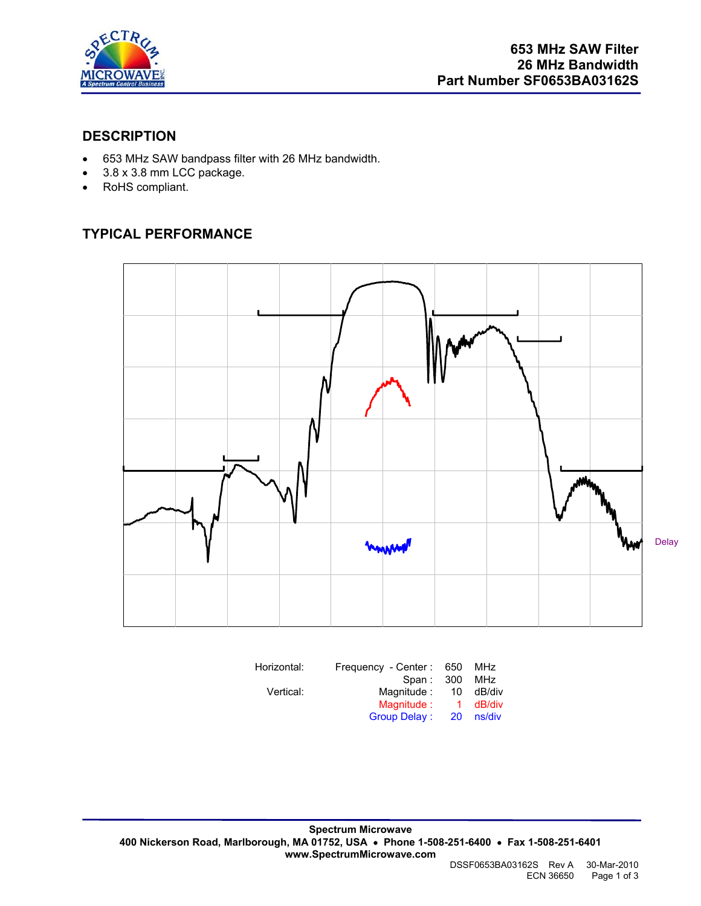# 653 MHz SAW Filter
# 26 MHz Bandwidth
# Part Number SF0653BA03162S

## DESCRIPTION

- 653 MHz SAW bandpass filter with 26 MHz bandwidth.
- 3.8 x 3.8 mm LCC package.
- RoHS compliant.

## TYPICAL PERFORMANCE

Delay

| Horizontal: | Frequency - Center : | 650 | MHz |
|---|---|---|---|
| | Span : | 300 | MHz |
| Vertical: | Magnitude : | 10 | dB/div |
| | Magnitude : | 1 | dB/div |
| | Group Delay : | 20 | ns/div |

**Spectrum Microwave**
**400 Nickerson Road, Marlborough, MA 01752, USA • Phone 1-508-251-6400 • Fax 1-508-251-6401**
**www.SpectrumMicrowave.com**

DSSF0653BA03162S Rev A 30-Mar-2010
ECN 36650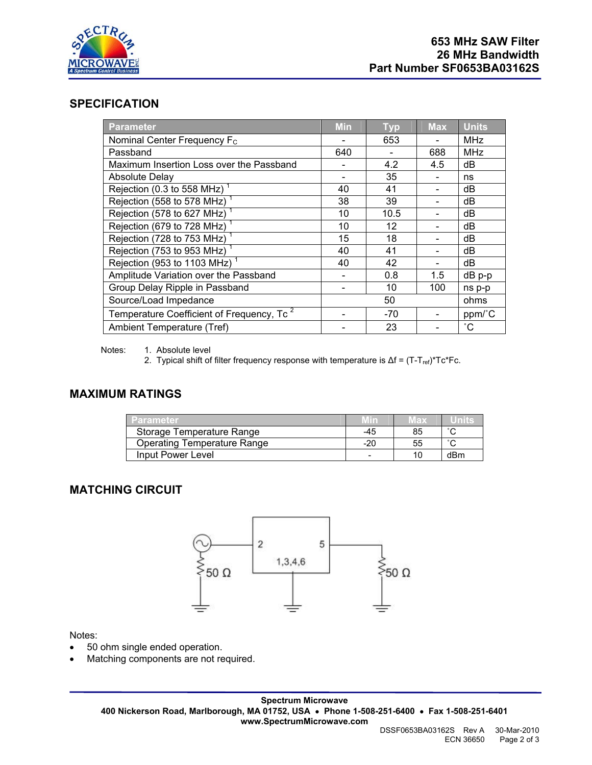# 653 MHz SAW Filter
# 26 MHz Bandwidth
# Part Number SF0653BA03162S

## SPECIFICATION

| Parameter | Min | Typ | Max | Units |
|---|---|---|---|---|
| Nominal Center Frequency $F_C$ | - | 653 | - | MHz |
| Passband | 640 | - | 688 | MHz |
| Maximum Insertion Loss over the Passband | - | 4.2 | 4.5 | dB |
| Absolute Delay | - | 35 | - | ns |
| Rejection (0.3 to 558 MHz) [1] | 40 | 41 | - | dB |
| Rejection (558 to 578 MHz) [1] | 38 | 39 | - | dB |
| Rejection (578 to 627 MHz) [1] | 10 | 10.5 | - | dB |
| Rejection (679 to 728 MHz) [1] | 10 | 12 | - | dB |
| Rejection (728 to 753 MHz) [1] | 15 | 18 | - | dB |
| Rejection (753 to 953 MHz) [1] | 40 | 41 | - | dB |
| Rejection (953 to 1103 MHz) [1] | 40 | 42 | - | dB |
| Amplitude Variation over the Passband | - | 0.8 | 1.5 | dB p-p |
| Group Delay Ripple in Passband | - | 10 | 100 | ns p-p |
| Source/Load Impedance | | 50 | | ohms |
| Temperature Coefficient of Frequency, Tc [2] | - | -70 | - | ppm/˚C |
| Ambient Temperature (Tref) | - | 23 | - | ˚C |

Notes:
1. Absolute level
2. Typical shift of filter frequency response with temperature is $\Delta f = (T-T_{ref})*Tc*Fc$.

## MAXIMUM RATINGS

| Parameter | Min | Max | Units |
|---|---|---|---|
| Storage Temperature Range | -45 | 85 | ˚C |
| Operating Temperature Range | -20 | 55 | ˚C |
| Input Power Level | - | 10 | dBm |

## MATCHING CIRCUIT

Notes:
- 50 ohm single ended operation.
- Matching components are not required.

**Spectrum Microwave**
**400 Nickerson Road, Marlborough, MA 01752, USA • Phone 1-508-251-6400 • Fax 1-508-251-6401**
**www.SpectrumMicrowave.com**

DSSF0653BA03162S Rev A 30-Mar-2010
ECN 36650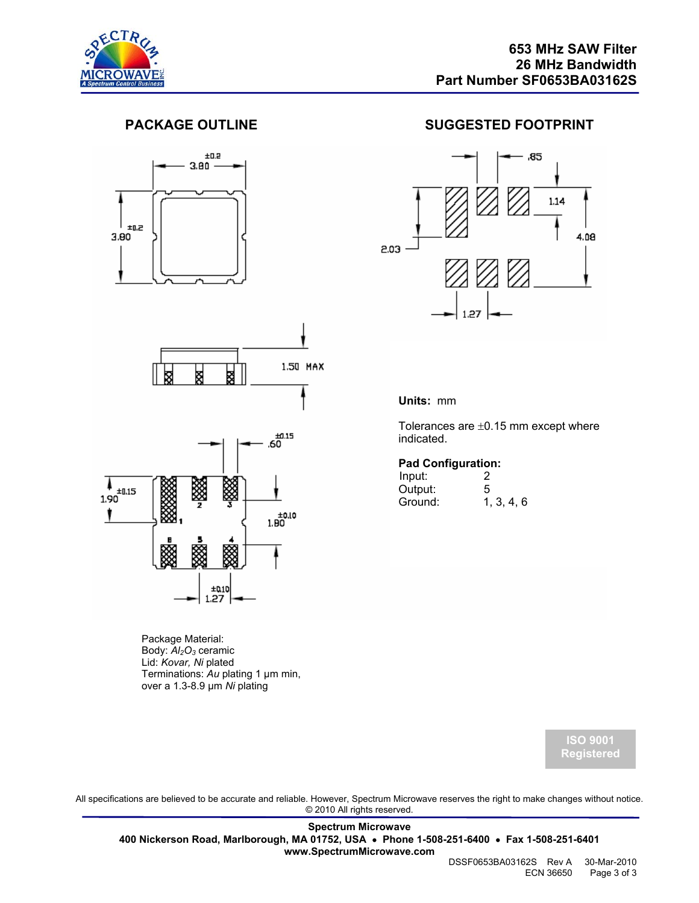653 MHz SAW Filter
26 MHz Bandwidth
Part Number SF0653BA03162S

## PACKAGE OUTLINE

±0.2
3.80

±0.2
3.80

1.50 MAX

±0.15
.60

±0.15
1.90

±0.10
1.80

1 2 3
6 5 4

±0.10
1.27

## SUGGESTED FOOTPRINT

.85

1.14

4.08

2.03

1.27

**Units:** mm

Tolerances are ±0.15 mm except where indicated.

**Pad Configuration:**

| | |
|---|---|
| Input: | 2 |
| Output: | 5 |
| Ground: | 1, 3, 4, 6 |

Package Material:
Body: *$Al_2O_3$* ceramic
Lid: *Kovar, Ni* plated
Terminations: *Au* plating 1 µm min,
over a 1.3-8.9 µm *Ni* plating

ISO 9001 Registered

All specifications are believed to be accurate and reliable. However, Spectrum Microwave reserves the right to make changes without notice.
© 2010 All rights reserved.

**Spectrum Microwave**
**400 Nickerson Road, Marlborough, MA 01752, USA • Phone 1-508-251-6400 • Fax 1-508-251-6401**
**www.SpectrumMicrowave.com**

DSSF0653BA03162S Rev A 30-Mar-2010
ECN 36650